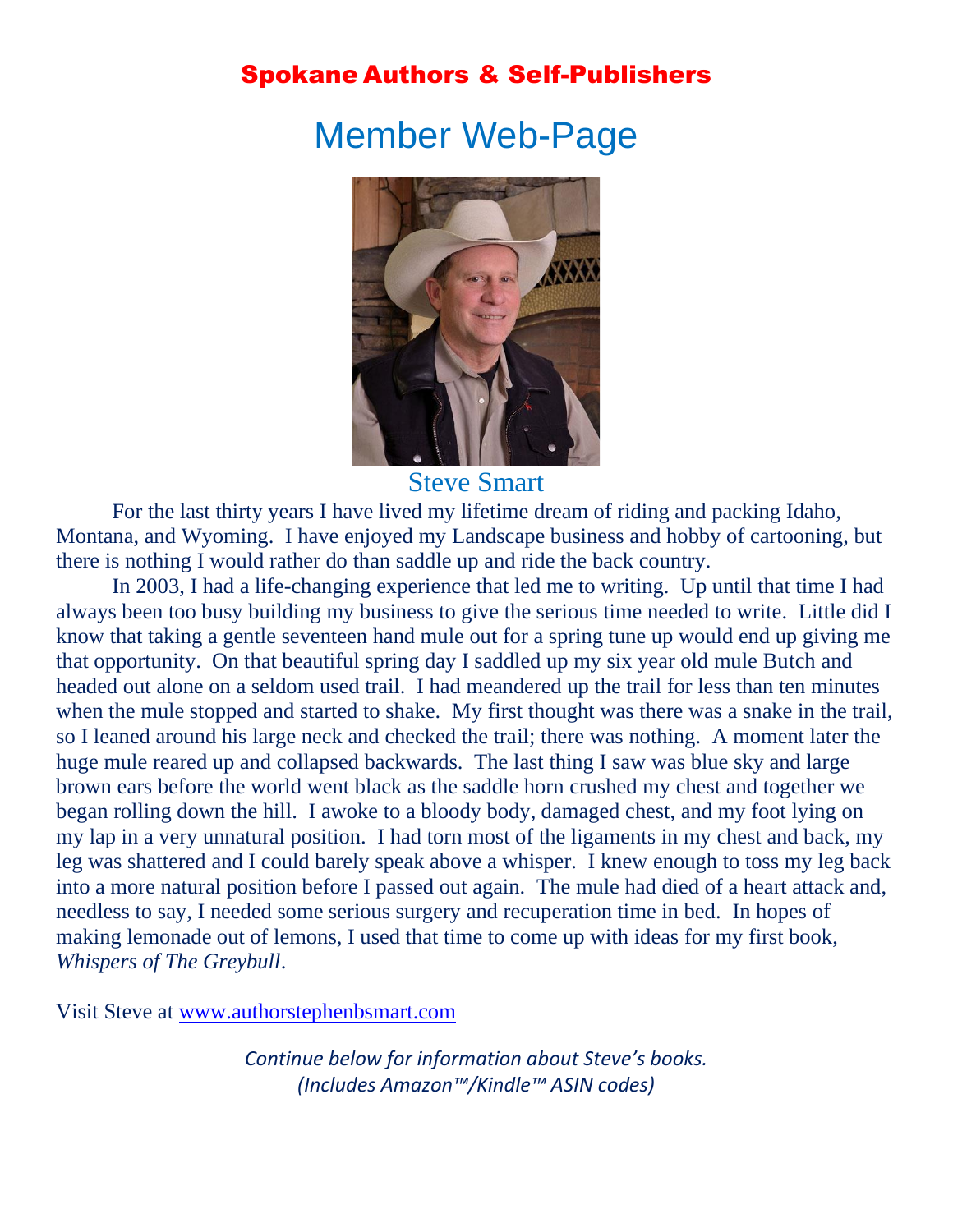# Spokane Authors & Self-Publishers

## Member Web-Page

### Steve Smart

For the last thirty years I have lived my lifetime dream of riding and packing Idaho, Montana, and Wyoming. I have enjoyed my Landscape business and hobby of cartooning, but there is nothing I would rather do than saddle up and ride the back country.

In 2003, I had a life-changing experience that led me to writing. Up until that time I had always been too busy building my business to give the serious time needed to write. Little did I know that taking a gentle seventeen hand mule out for a spring tune up would end up giving me that opportunity. On that beautiful spring day I saddled up my six year old mule Butch and headed out alone on a seldom used trail. I had meandered up the trail for less than ten minutes when the mule stopped and started to shake. My first thought was there was a snake in the trail, so I leaned around his large neck and checked the trail; there was nothing. A moment later the huge mule reared up and collapsed backwards. The last thing I saw was blue sky and large brown ears before the world went black as the saddle horn crushed my chest and together we began rolling down the hill. I awoke to a bloody body, damaged chest, and my foot lying on my lap in a very unnatural position. I had torn most of the ligaments in my chest and back, my leg was shattered and I could barely speak above a whisper. I knew enough to toss my leg back into a more natural position before I passed out again. The mule had died of a heart attack and, needless to say, I needed some serious surgery and recuperation time in bed. In hopes of making lemonade out of lemons, I used that time to come up with ideas for my first book, *Whispers of The Greybull*.

Visit Steve at [www.authorstephenbsmart.com](www.authorstephenbsmart.com)

*Continue below for information about Steve's books.*
*(Includes Amazon™/Kindle™ ASIN codes)*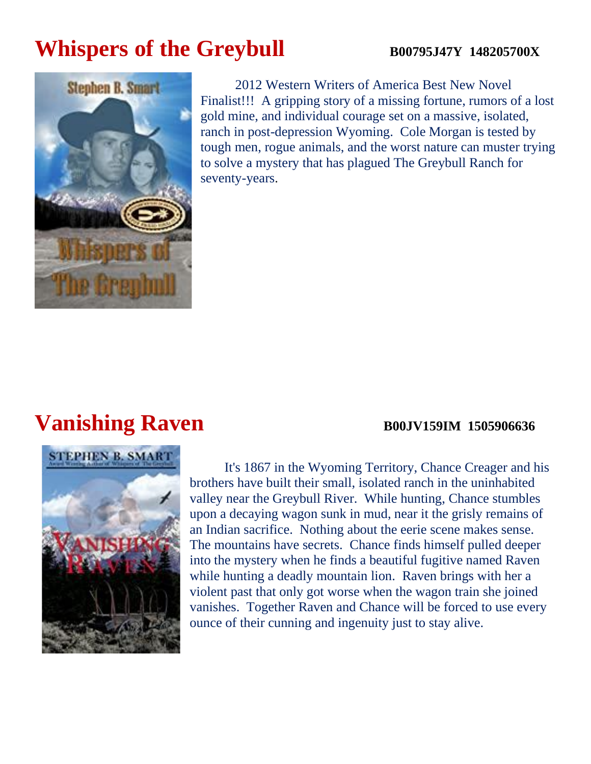# Whispers of the Greybull

**B00795J47Y 148205700X**

2012 Western Writers of America Best New Novel Finalist!!! A gripping story of a missing fortune, rumors of a lost gold mine, and individual courage set on a massive, isolated, ranch in post-depression Wyoming. Cole Morgan is tested by tough men, rogue animals, and the worst nature can muster trying to solve a mystery that has plagued The Greybull Ranch for seventy-years.

# Vanishing Raven

**B00JV159IM 1505906636**

It's 1867 in the Wyoming Territory, Chance Creager and his brothers have built their small, isolated ranch in the uninhabited valley near the Greybull River. While hunting, Chance stumbles upon a decaying wagon sunk in mud, near it the grisly remains of an Indian sacrifice. Nothing about the eerie scene makes sense. The mountains have secrets. Chance finds himself pulled deeper into the mystery when he finds a beautiful fugitive named Raven while hunting a deadly mountain lion. Raven brings with her a violent past that only got worse when the wagon train she joined vanishes. Together Raven and Chance will be forced to use every ounce of their cunning and ingenuity just to stay alive.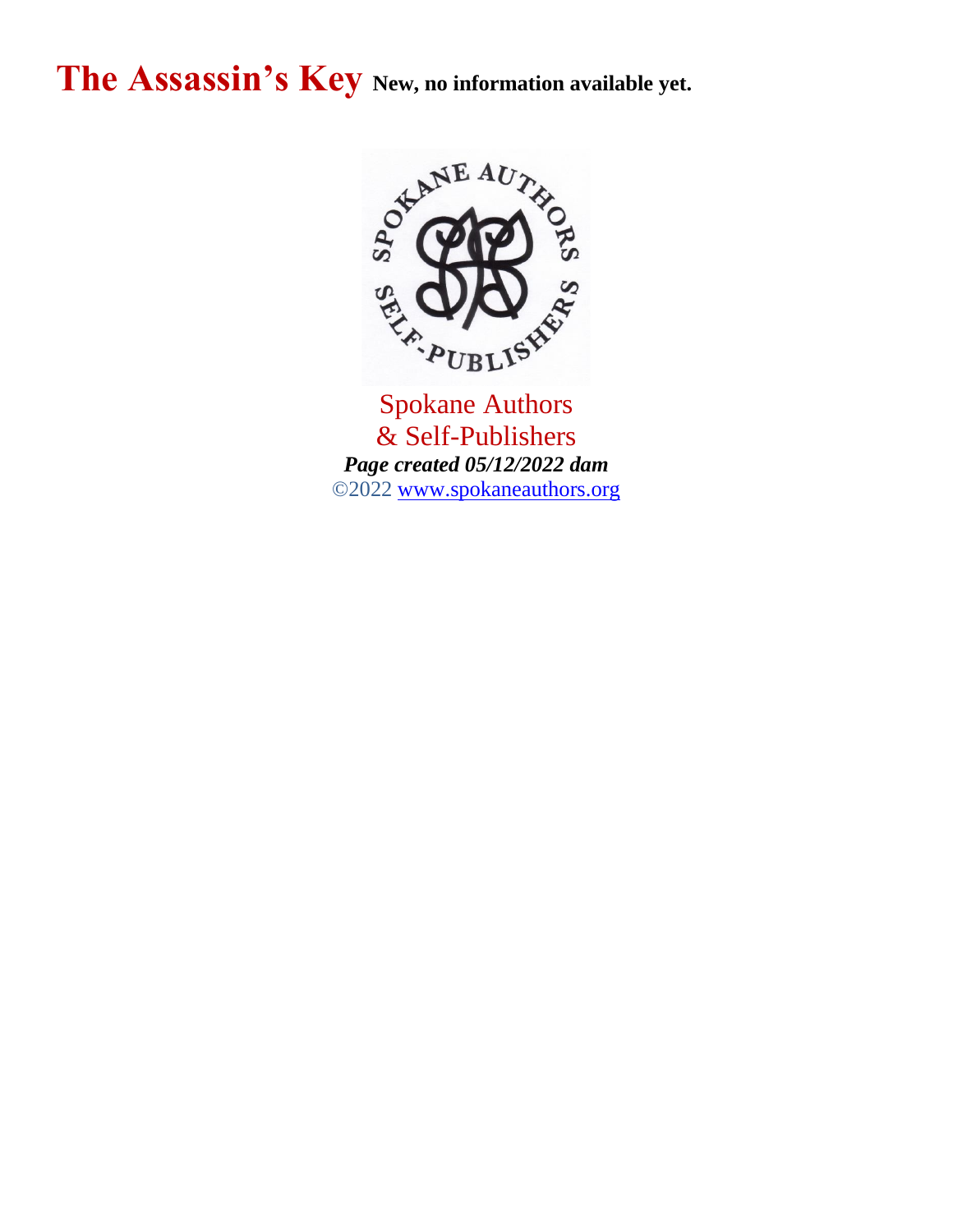# The Assassin's Key **New, no information available yet.**

Spokane Authors
& Self-Publishers
***Page created 05/12/2022 dam***
©2022 [www.spokaneauthors.org](http://www.spokaneauthors.org)